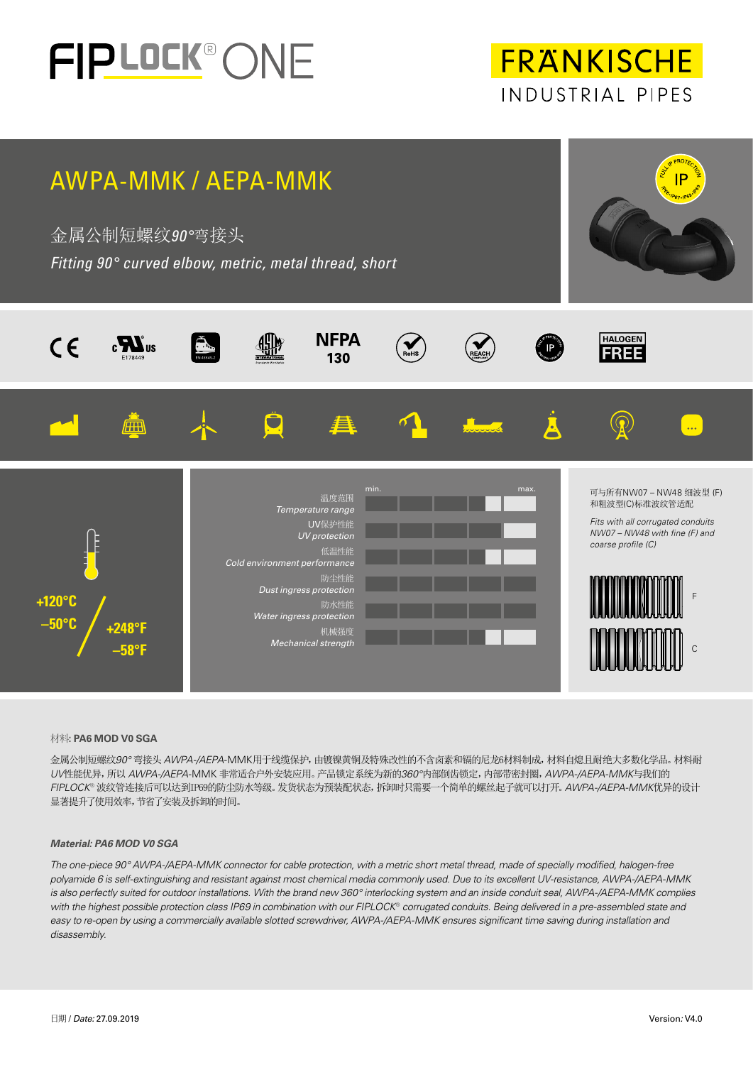# FIPLOCK® ONE

FRÄNKISCHE
INDUSTRIAL PIPES

## AWPA-MMK / AEPA-MMK

金属公制短螺纹*90°*弯接头

*Fitting 90° curved elbow, metric, metal thread, short*

CE
c UL us E178449
EN 45545-2
ASTM INTERNATIONAL
NFPA 130
RoHS
REACH
IP
HALOGEN FREE

+120°C
–50°C
+248°F
–58°F

min.
max.

温度范围
*Temperature range*
UV保护性能
*UV protection*
低温性能
*Cold environment performance*
防尘性能
*Dust ingress protection*
防水性能
*Water ingress protection*
机械强度
*Mechanical strength*

可与所有NW07 – NW48 细波型 (F) 和粗波型(C)标准波纹管适配

*Fits with all corrugated conduits NW07 – NW48 with fine (F) and coarse profile (C)*

F

C

材料: **PA6 MOD V0 SGA**

金属公制短螺纹*90°*弯接头 *AWPA-/AEPA-*MMK用于线缆保护，由镀镍黄铜及特殊改性的不含卤素和镉的尼龙6材料制成，材料自熄且耐绝大多数化学品。材料耐*UV*性能优异，所以 *AWPA-/AEPA*-MMK 非常适合户外安装应用。产品锁定系统为新的*360°*内部倒齿锁定，内部带密封圈，*AWPA-/AEPA-MMK*与我们的*FIPLOCK*® 波纹管连接后可以达到IP69的防尘防水等级。发货状态为预装配状态，拆卸时只需要一个简单的螺丝起子就可以打开。*AWPA-/AEPA-MMK*优异的设计显著提升了使用效率，节省了安装及拆卸的时间。

***Material: PA6 MOD V0 SGA***

*The one-piece 90° AWPA-/AEPA-MMK connector for cable protection, with a metric short metal thread, made of specially modified, halogen-free polyamide 6 is self-extinguishing and resistant against most chemical media commonly used. Due to its excellent UV-resistance, AWPA-/AEPA-MMK is also perfectly suited for outdoor installations. With the brand new 360° interlocking system and an inside conduit seal, AWPA-/AEPA-MMK complies with the highest possible protection class IP69 in combination with our FIPLOCK® corrugated conduits. Being delivered in a pre-assembled state and easy to re-open by using a commercially available slotted screwdriver, AWPA-/AEPA-MMK ensures significant time saving during installation and disassembly.*

日期 / *Date:* 27.09.2019

Version*:* V4.0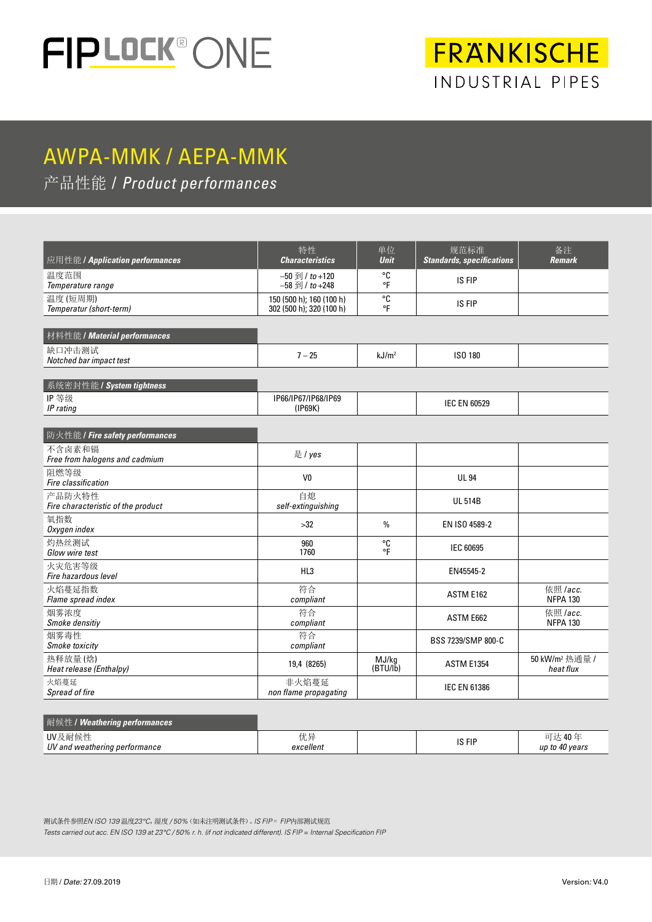FIPLOCK® ONE

FRÄNKISCHE INDUSTRIAL PIPES

# AWPA-MMK / AEPA-MMK

## 产品性能 / *Product performances*

| 应用性能 / ***Application performances*** | 特性 ***Characteristics*** | 单位 ***Unit*** | 规范标准 ***Standards, specifications*** | 备注 ***Remark*** |
|---|---|---|---|---|
| 温度范围 *Temperature range* | –50 到 / *to* +120 –58 到 / *to* +248 | °C °F | IS FIP | |
| 温度 (短周期) *Temperatur (short-term)* | 150 (500 h); 160 (100 h) 302 (500 h); 320 (100 h) | °C °F | IS FIP | |
| 材料性能 / ***Material performances*** | | | | |
| 缺口冲击测试 *Notched bar impact test* | 7 – 25 | kJ/m² | ISO 180 | |
| 系统密封性能 / ***System tightness*** | | | | |
| IP 等级 *IP rating* | IP66/IP67/IP68/IP69 (IP69K) | | IEC EN 60529 | |
| 防火性能 / ***Fire safety performances*** | | | | |
| 不含卤素和镉 *Free from halogens and cadmium* | 是 / *yes* | | | |
| 阻燃等级 *Fire classification* | V0 | | UL 94 | |
| 产品防火特性 *Fire characteristic of the product* | 自熄 *self-extinguishing* | | UL 514B | |
| 氧指数 *Oxygen index* | >32 | % | EN ISO 4589-2 | |
| 灼热丝测试 *Glow wire test* | 960 1760 | °C °F | IEC 60695 | |
| 火灾危害等级 *Fire hazardous level* | HL3 | | EN45545-2 | |
| 火焰蔓延指数 *Flame spread index* | 符合 *compliant* | | ASTM E162 | 依照 /*acc.* NFPA 130 |
| 烟雾浓度 *Smoke densitiy* | 符合 *compliant* | | ASTM E662 | 依照 /*acc.* NFPA 130 |
| 烟雾毒性 *Smoke toxicity* | 符合 *compliant* | | BSS 7239/SMP 800-C | |
| 热释放量 (焓) *Heat release (Enthalpy)* | 19,4 (8265) | MJ/kg (BTU/lb) | ASTM E1354 | 50 kW/m² 热通量 / *heat flux* |
| 火焰蔓延 *Spread of fire* | 非火焰蔓延 *non flame propagating* | | IEC EN 61386 | |
| 耐候性 / ***Weathering performances*** | | | | |
| UV及耐候性 *UV and weathering performance* | 优异 *excellent* | | IS FIP | 可达 40 年 *up to 40 years* |

测试条件参照*EN ISO 139* 温度*23°C*，湿度 */ 50%*（如未注明测试条件）。*IS FIP* = *FIP*内部测试规范

*Tests carried out acc. EN ISO 139 at 23°C / 50% r. h. (if not indicated different). IS FIP = Internal Specification FIP*

日期 / *Date:* 27.09.2019

Version*:* V4.0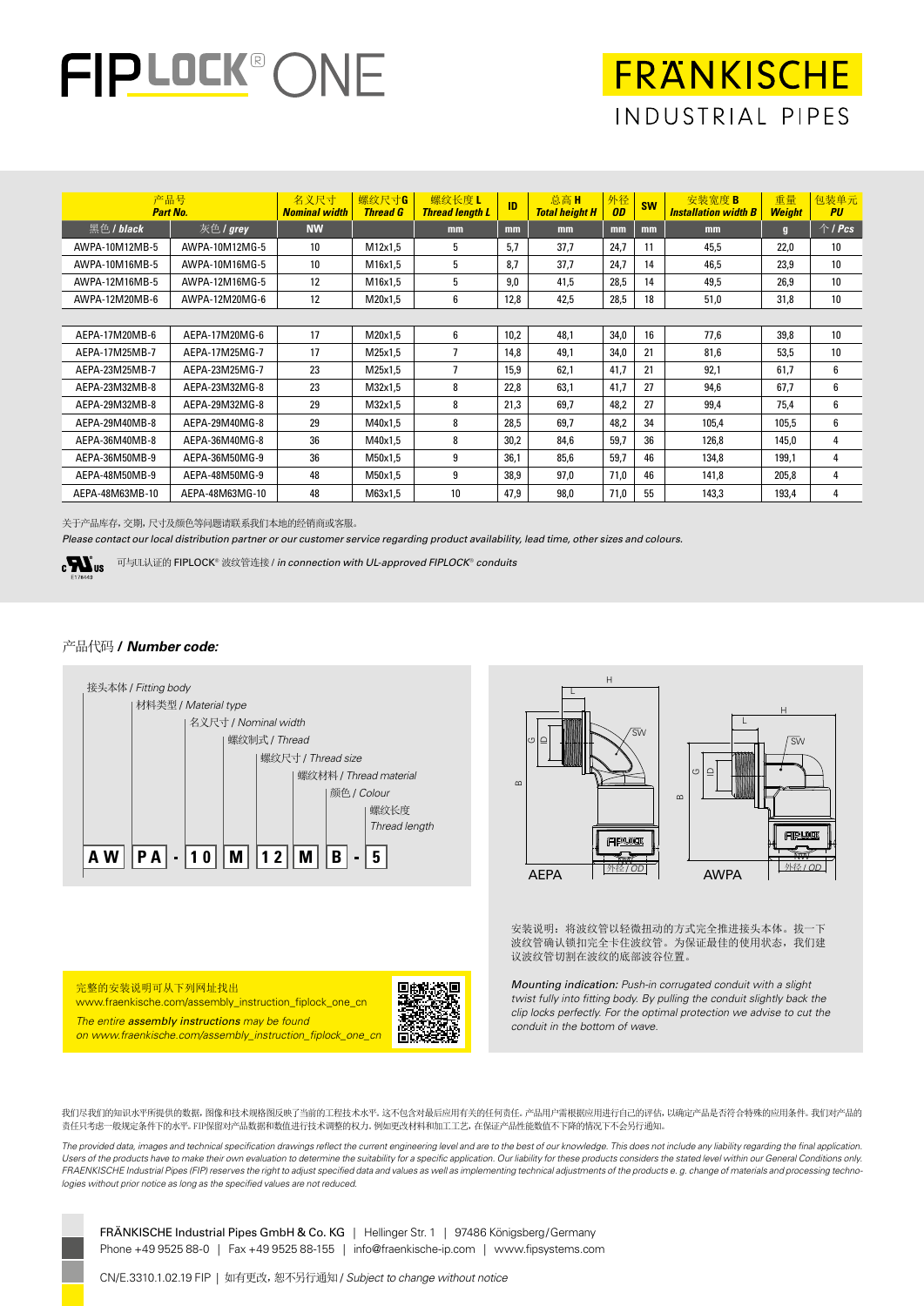# FIPLOCK® ONE

FRÄNKISCHE INDUSTRIAL PIPES

| 产品号 *Part No.* | | 名义尺寸 *Nominal width* | 螺纹尺寸G *Thread G* | 螺纹长度 L *Thread length L* | ID | 总高 H *Total height H* | 外径 *OD* | SW | 安装宽度 B *Installation width B* | 重量 *Weight* | 包装单元 *PU* |
|---|---|---|---|---|---|---|---|---|---|---|---|
| 黑色 / *black* | 灰色 / *grey* | NW | | mm | mm | mm | mm | mm | mm | g | 个 / *Pcs* |
| AWPA-10M12MB-5 | AWPA-10M12MG-5 | 10 | M12x1,5 | 5 | 5,7 | 37,7 | 24,7 | 11 | 45,5 | 22,0 | 10 |
| AWPA-10M16MB-5 | AWPA-10M16MG-5 | 10 | M16x1,5 | 5 | 8,7 | 37,7 | 24,7 | 14 | 46,5 | 23,9 | 10 |
| AWPA-12M16MB-5 | AWPA-12M16MG-5 | 12 | M16x1,5 | 5 | 9,0 | 41,5 | 28,5 | 14 | 49,5 | 26,9 | 10 |
| AWPA-12M20MB-6 | AWPA-12M20MG-6 | 12 | M20x1,5 | 6 | 12,8 | 42,5 | 28,5 | 18 | 51,0 | 31,8 | 10 |
| | | | | | | | | | | | |
| AEPA-17M20MB-6 | AEPA-17M20MG-6 | 17 | M20x1,5 | 6 | 10,2 | 48,1 | 34,0 | 16 | 77,6 | 39,8 | 10 |
| AEPA-17M25MB-7 | AEPA-17M25MG-7 | 17 | M25x1,5 | 7 | 14,8 | 49,1 | 34,0 | 21 | 81,6 | 53,5 | 10 |
| AEPA-23M25MB-7 | AEPA-23M25MG-7 | 23 | M25x1,5 | 7 | 15,9 | 62,1 | 41,7 | 21 | 92,1 | 61,7 | 6 |
| AEPA-23M32MB-8 | AEPA-23M32MG-8 | 23 | M32x1,5 | 8 | 22,8 | 63,1 | 41,7 | 27 | 94,6 | 67,7 | 6 |
| AEPA-29M32MB-8 | AEPA-29M32MG-8 | 29 | M32x1,5 | 8 | 21,3 | 69,7 | 48,2 | 27 | 99,4 | 75,4 | 6 |
| AEPA-29M40MB-8 | AEPA-29M40MG-8 | 29 | M40x1,5 | 8 | 28,5 | 69,7 | 48,2 | 34 | 105,4 | 105,5 | 6 |
| AEPA-36M40MB-8 | AEPA-36M40MG-8 | 36 | M40x1,5 | 8 | 30,2 | 84,6 | 59,7 | 36 | 126,8 | 145,0 | 4 |
| AEPA-36M50MB-9 | AEPA-36M50MG-9 | 36 | M50x1,5 | 9 | 36,1 | 85,6 | 59,7 | 46 | 134,8 | 199,1 | 4 |
| AEPA-48M50MB-9 | AEPA-48M50MG-9 | 48 | M50x1,5 | 9 | 38,9 | 97,0 | 71,0 | 46 | 141,8 | 205,8 | 4 |
| AEPA-48M63MB-10 | AEPA-48M63MG-10 | 48 | M63x1,5 | 10 | 47,9 | 98,0 | 71,0 | 55 | 143,3 | 193,4 | 4 |

关于产品库存，交期，尺寸及颜色等问题请联系我们本地的经销商或客服。

*Please contact our local distribution partner or our customer service regarding product availability, lead time, other sizes and colours.*

c UL us E176443 可与UL认证的 FIPLOCK® 波纹管连接 / *in connection with UL-approved FIPLOCK® conduits*

## 产品代码 / *Number code:*

接头本体 / *Fitting body*
材料类型 / *Material type*
名义尺寸 / *Nominal width*
螺纹制式 / *Thread*
螺纹尺寸 / *Thread size*
螺纹材料 / *Thread material*
颜色 / *Colour*
螺纹长度 *Thread length*

AW PA - 10 M 12 M B - 5

H
L
SW
G
ID
B
NW
外径 / OD
AEPA
AWPA

完整的安装说明可从下列网址找出
www.fraenkische.com/assembly_instruction_fiplock_one_cn

*The entire **assembly instructions** may be found on www.fraenkische.com/assembly_instruction_fiplock_one_cn*

安装说明：将波纹管以轻微扭动的方式完全推进接头本体。拔一下波纹管确认锁扣完全卡住波纹管。为保证最佳的使用状态，我们建议波纹管切割在波纹的底部波谷位置。

***Mounting indication:** Push-in corrugated conduit with a slight twist fully into fitting body. By pulling the conduit slightly back the clip locks perfectly. For the optimal protection we advise to cut the conduit in the bottom of wave.*

我们尽我们的知识水平所提供的数据，图像和技术规格图反映了当前的工程技术水平。这不包含对最后应用有关的任何责任。产品用户需根据应用进行自己的评估，以确定产品是否符合特殊的应用条件。我们对产品的责任只考虑一般规定条件下的水平。FIP保留对产品数据和数值进行技术调整的权力。例如更改材料和加工工艺，在保证产品性能数值不下降的情况下不会另行通知。

*The provided data, images and technical specification drawings reflect the current engineering level and are to the best of our knowledge. This does not include any liability regarding the final application. Users of the products have to make their own evaluation to determine the suitability for a specific application. Our liability for these products considers the stated level within our General Conditions only. FRAENKISCHE Industrial Pipes (FIP) reserves the right to adjust specified data and values as well as implementing technical adjustments of the products e. g. change of materials and processing technologies without prior notice as long as the specified values are not reduced.*

FRÄNKISCHE Industrial Pipes GmbH & Co. KG | Hellinger Str. 1 | 97486 Königsberg/Germany
Phone +49 9525 88-0 | Fax +49 9525 88-155 | info@fraenkische-ip.com | www.fipsystems.com

CN/E.3310.1.02.19 FIP | 如有更改，恕不另行通知 / *Subject to change without notice*